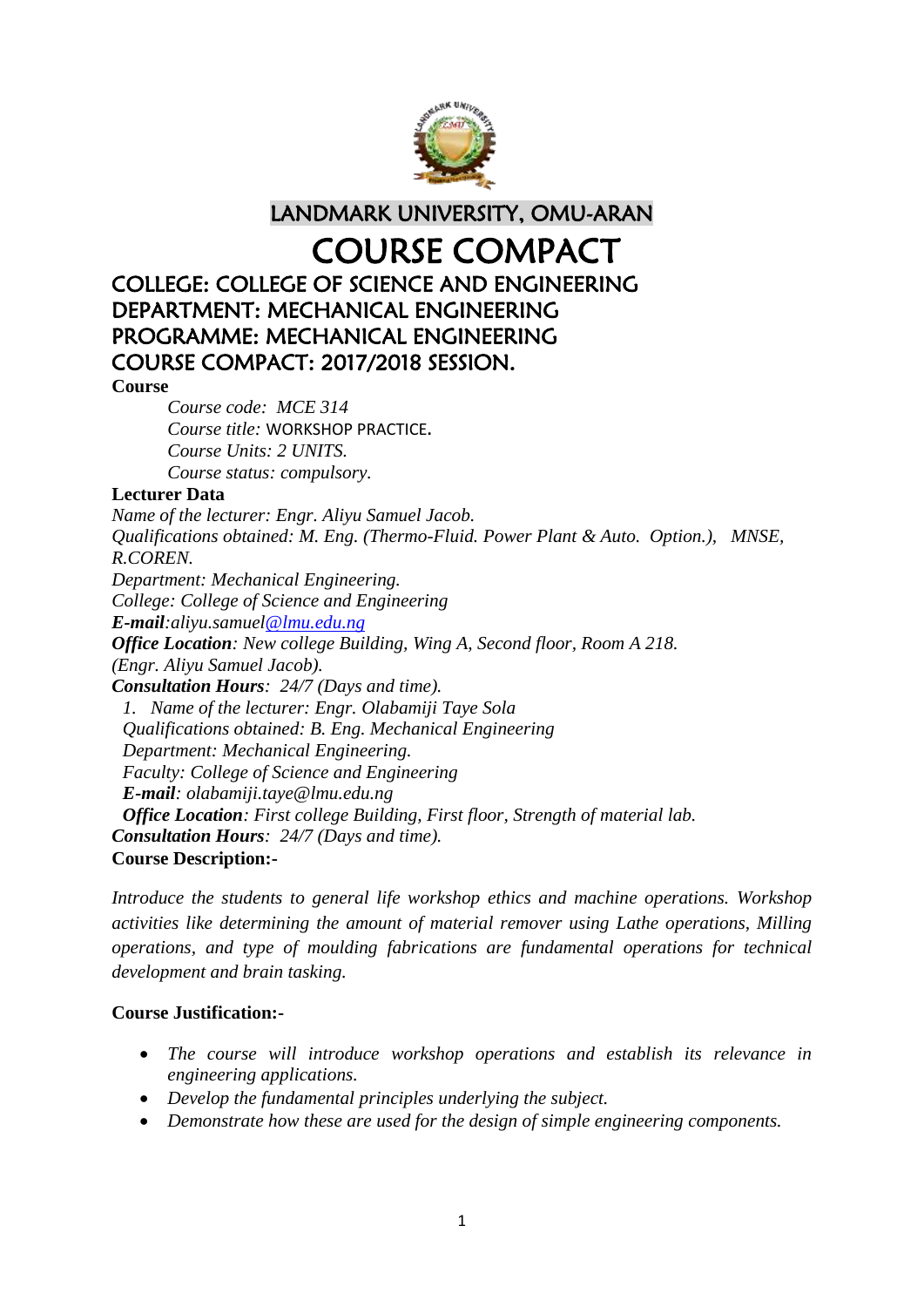# LANDMARK UNIVERSITY, OMU-ARAN

# COURSE COMPACT

## COLLEGE: COLLEGE OF SCIENCE AND ENGINEERING
## DEPARTMENT: MECHANICAL ENGINEERING
## PROGRAMME: MECHANICAL ENGINEERING
## COURSE COMPACT: 2017/2018 SESSION.

**Course**

*Course code: MCE 314*
*Course title:* WORKSHOP PRACTICE.
*Course Units: 2 UNITS.*
*Course status: compulsory.*

**Lecturer Data**

*Name of the lecturer: Engr. Aliyu Samuel Jacob.*
*Qualifications obtained: M. Eng. (Thermo-Fluid. Power Plant & Auto. Option.), MNSE, R.COREN.*
*Department: Mechanical Engineering.*
*College: College of Science and Engineering*
***E-mail**:aliyu.samuel@lmu.edu.ng*
***Office Location**: New college Building, Wing A, Second floor, Room A 218.*
*(Engr. Aliyu Samuel Jacob).*
***Consultation Hours**: 24/7 (Days and time).*

1. *Name of the lecturer: Engr. Olabamiji Taye Sola*
   *Qualifications obtained: B. Eng. Mechanical Engineering*
   *Department: Mechanical Engineering.*
   *Faculty: College of Science and Engineering*
   ***E-mail**: olabamiji.taye@lmu.edu.ng*
   ***Office Location**: First college Building, First floor, Strength of material lab.*

***Consultation Hours**: 24/7 (Days and time).*

**Course Description:-**

*Introduce the students to general life workshop ethics and machine operations. Workshop activities like determining the amount of material remover using Lathe operations, Milling operations, and type of moulding fabrications are fundamental operations for technical development and brain tasking.*

**Course Justification:-**

- *The course will introduce workshop operations and establish its relevance in engineering applications.*
- *Develop the fundamental principles underlying the subject.*
- *Demonstrate how these are used for the design of simple engineering components.*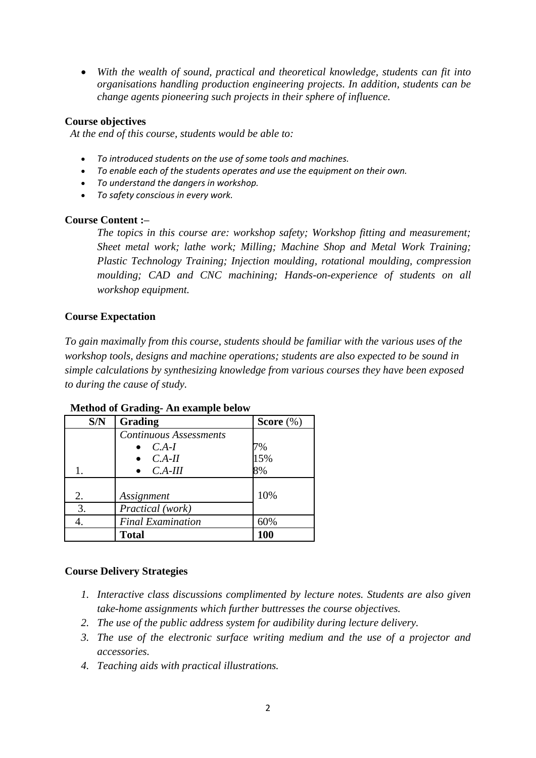- *With the wealth of sound, practical and theoretical knowledge, students can fit into organisations handling production engineering projects. In addition, students can be change agents pioneering such projects in their sphere of influence.*

**Course objectives**

*At the end of this course, students would be able to:*

- *To introduced students on the use of some tools and machines.*
- *To enable each of the students operates and use the equipment on their own.*
- *To understand the dangers in workshop.*
- *To safety conscious in every work.*

**Course Content :–**

*The topics in this course are: workshop safety; Workshop fitting and measurement; Sheet metal work; lathe work; Milling; Machine Shop and Metal Work Training; Plastic Technology Training; Injection moulding, rotational moulding, compression moulding; CAD and CNC machining; Hands-on-experience of students on all workshop equipment.*

**Course Expectation**

*To gain maximally from this course, students should be familiar with the various uses of the workshop tools, designs and machine operations; students are also expected to be sound in simple calculations by synthesizing knowledge from various courses they have been exposed to during the cause of study.*

**Method of Grading- An example below**

| S/N | Grading | Score (%) |
|---|---|---|
| 1. | *Continuous Assessments*<br>• *C.A-I*<br>• *C.A-II*<br>• *C.A-III* | <br>7%<br>15%<br>8% |
| 2. | *Assignment* | 10% |
| 3. | *Practical (work)* | |
| 4. | *Final Examination* | 60% |
| | **Total** | **100** |

**Course Delivery Strategies**

1. *Interactive class discussions complimented by lecture notes. Students are also given take-home assignments which further buttresses the course objectives.*
2. *The use of the public address system for audibility during lecture delivery.*
3. *The use of the electronic surface writing medium and the use of a projector and accessories.*
4. *Teaching aids with practical illustrations.*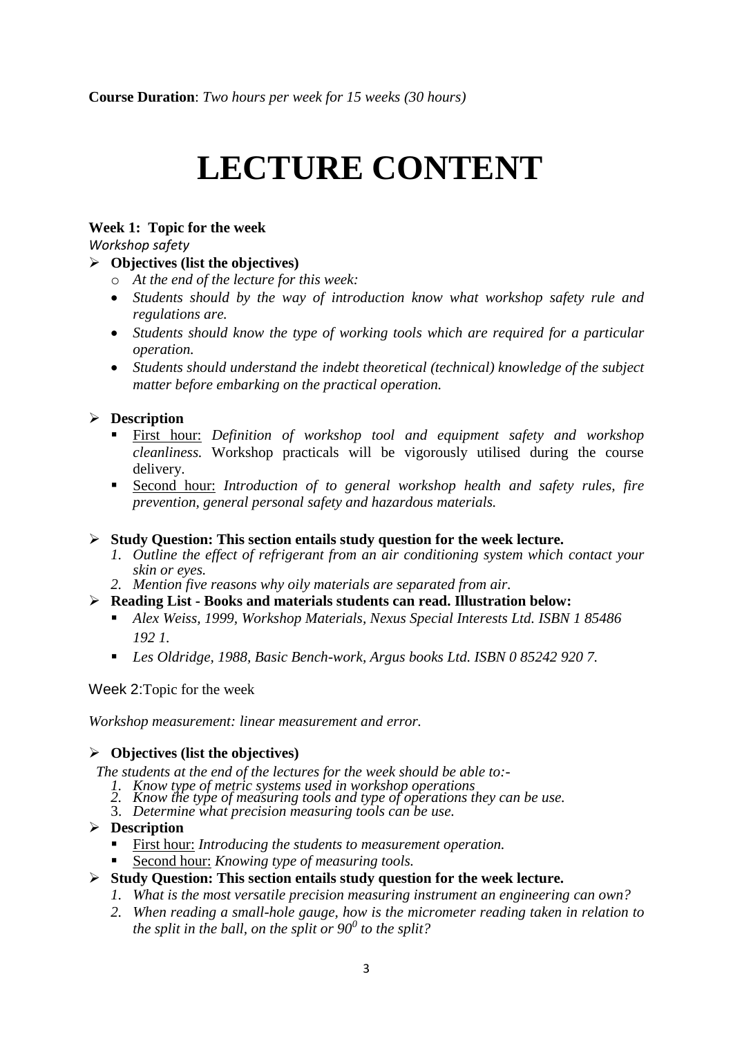**Course Duration**: *Two hours per week for 15 weeks (30 hours)*

# LECTURE CONTENT

**Week 1: Topic for the week**

*Workshop safety*

- **Objectives (list the objectives)**
  - *At the end of the lecture for this week:*
  - *Students should by the way of introduction know what workshop safety rule and regulations are.*
  - *Students should know the type of working tools which are required for a particular operation.*
  - *Students should understand the indebt theoretical (technical) knowledge of the subject matter before embarking on the practical operation.*

- **Description**
  - First hour: *Definition of workshop tool and equipment safety and workshop cleanliness.* Workshop practicals will be vigorously utilised during the course delivery.
  - Second hour: *Introduction of to general workshop health and safety rules, fire prevention, general personal safety and hazardous materials.*

- **Study Question: This section entails study question for the week lecture.**
  1. *Outline the effect of refrigerant from an air conditioning system which contact your skin or eyes.*
  2. *Mention five reasons why oily materials are separated from air.*
- **Reading List - Books and materials students can read. Illustration below:**
  - *Alex Weiss, 1999, Workshop Materials, Nexus Special Interests Ltd. ISBN 1 85486 192 1.*
  - *Les Oldridge, 1988, Basic Bench-work, Argus books Ltd. ISBN 0 85242 920 7.*

Week 2:Topic for the week

*Workshop measurement: linear measurement and error.*

- **Objectives (list the objectives)**

  *The students at the end of the lectures for the week should be able to:-*
  1. *Know type of metric systems used in workshop operations*
  2. *Know the type of measuring tools and type of operations they can be use.*
  3. *Determine what precision measuring tools can be use.*
- **Description**
  - First hour: *Introducing the students to measurement operation.*
  - Second hour: *Knowing type of measuring tools.*
- **Study Question: This section entails study question for the week lecture.**
  1. *What is the most versatile precision measuring instrument an engineering can own?*
  2. *When reading a small-hole gauge, how is the micrometer reading taken in relation to the split in the ball, on the split or $90^0$ to the split?*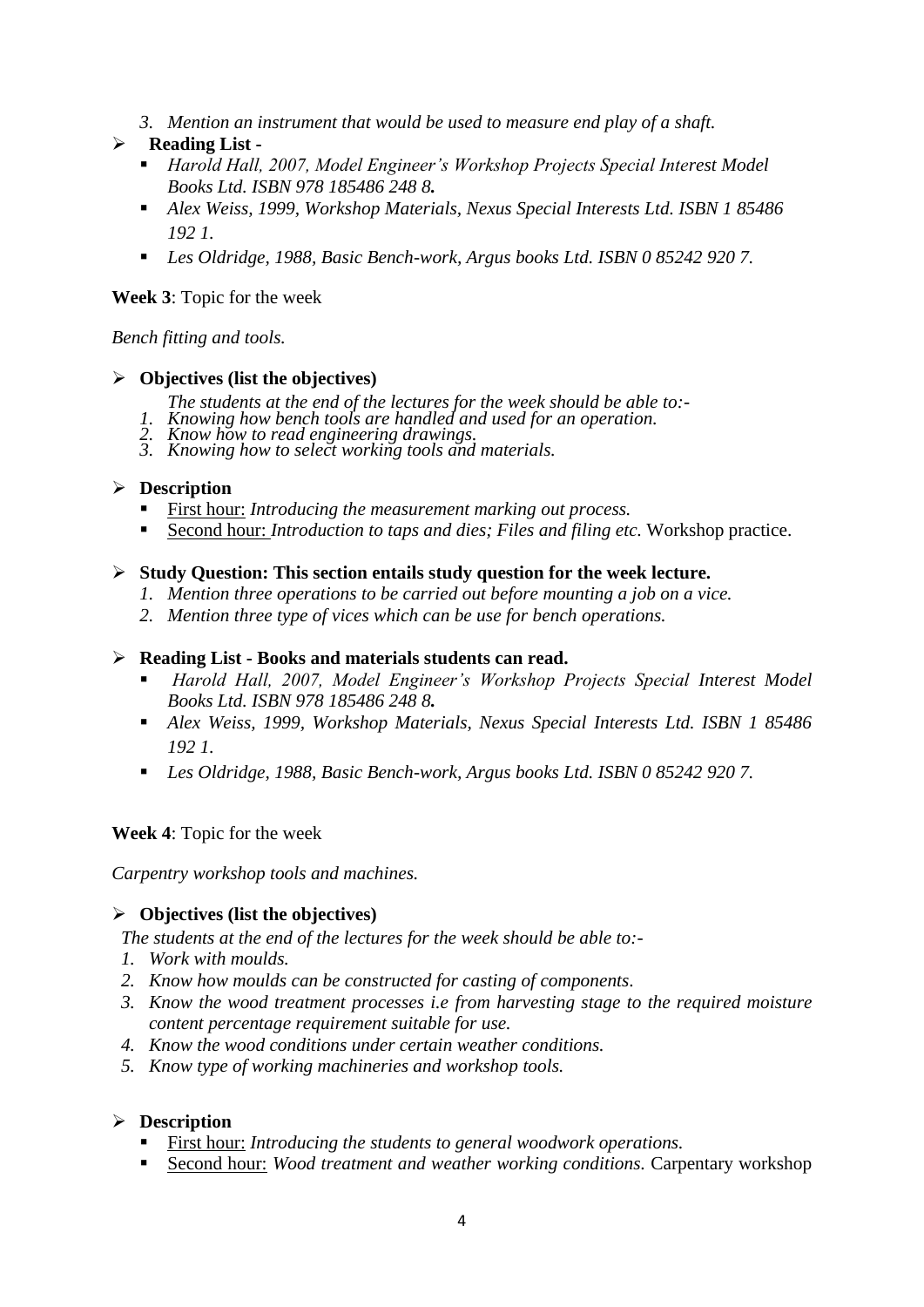3. *Mention an instrument that would be used to measure end play of a shaft.*

➢ **Reading List -**
   - *Harold Hall, 2007, Model Engineer's Workshop Projects Special Interest Model Books Ltd. ISBN 978 185486 248 8.*
   - *Alex Weiss, 1999, Workshop Materials, Nexus Special Interests Ltd. ISBN 1 85486 192 1.*
   - *Les Oldridge, 1988, Basic Bench-work, Argus books Ltd. ISBN 0 85242 920 7.*

**Week 3**: Topic for the week

*Bench fitting and tools.*

➢ **Objectives (list the objectives)**

*The students at the end of the lectures for the week should be able to:-*
1. *Knowing how bench tools are handled and used for an operation.*
2. *Know how to read engineering drawings.*
3. *Knowing how to select working tools and materials.*

➢ **Description**
   - First hour: *Introducing the measurement marking out process.*
   - Second hour: *Introduction to taps and dies; Files and filing etc.* Workshop practice.

➢ **Study Question: This section entails study question for the week lecture.**
   1. *Mention three operations to be carried out before mounting a job on a vice.*
   2. *Mention three type of vices which can be use for bench operations.*

➢ **Reading List - Books and materials students can read.**
   - *Harold Hall, 2007, Model Engineer's Workshop Projects Special Interest Model Books Ltd. ISBN 978 185486 248 8.*
   - *Alex Weiss, 1999, Workshop Materials, Nexus Special Interests Ltd. ISBN 1 85486 192 1.*
   - *Les Oldridge, 1988, Basic Bench-work, Argus books Ltd. ISBN 0 85242 920 7.*

**Week 4**: Topic for the week

*Carpentry workshop tools and machines.*

➢ **Objectives (list the objectives)**

*The students at the end of the lectures for the week should be able to:-*
1. *Work with moulds.*
2. *Know how moulds can be constructed for casting of components.*
3. *Know the wood treatment processes i.e from harvesting stage to the required moisture content percentage requirement suitable for use.*
4. *Know the wood conditions under certain weather conditions.*
5. *Know type of working machineries and workshop tools.*

➢ **Description**
   - First hour: *Introducing the students to general woodwork operations.*
   - Second hour: *Wood treatment and weather working conditions.* Carpentary workshop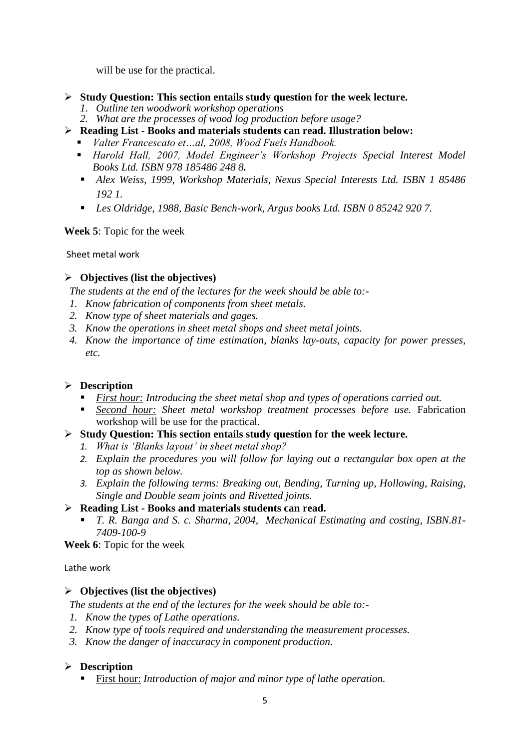will be use for the practical.

- **Study Question: This section entails study question for the week lecture.**
  1. *Outline ten woodwork workshop operations*
  2. *What are the processes of wood log production before usage?*
- **Reading List - Books and materials students can read. Illustration below:**
  - *Valter Francescato et…al, 2008, Wood Fuels Handbook.*
  - *Harold Hall, 2007, Model Engineer's Workshop Projects Special Interest Model Books Ltd. ISBN 978 185486 248 8.*
  - *Alex Weiss, 1999, Workshop Materials, Nexus Special Interests Ltd. ISBN 1 85486 192 1.*
  - *Les Oldridge, 1988, Basic Bench-work, Argus books Ltd. ISBN 0 85242 920 7.*

**Week 5**: Topic for the week

Sheet metal work

- **Objectives (list the objectives)**

*The students at the end of the lectures for the week should be able to:-*

1. *Know fabrication of components from sheet metals.*
2. *Know type of sheet materials and gages.*
3. *Know the operations in sheet metal shops and sheet metal joints.*
4. *Know the importance of time estimation, blanks lay-outs, capacity for power presses, etc.*

- **Description**
  - <u>*First hour:*</u> *Introducing the sheet metal shop and types of operations carried out.*
  - <u>*Second hour:*</u> *Sheet metal workshop treatment processes before use.* Fabrication workshop will be use for the practical.
- **Study Question: This section entails study question for the week lecture.**
  1. *What is 'Blanks layout' in sheet metal shop?*
  2. *Explain the procedures you will follow for laying out a rectangular box open at the top as shown below.*
  3. *Explain the following terms: Breaking out, Bending, Turning up, Hollowing, Raising, Single and Double seam joints and Rivetted joints.*
- **Reading List - Books and materials students can read.**
  - *T. R. Banga and S. c. Sharma, 2004, Mechanical Estimating and costing, ISBN.81-7409-100-9*

**Week 6**: Topic for the week

Lathe work

- **Objectives (list the objectives)**

*The students at the end of the lectures for the week should be able to:-*

1. *Know the types of Lathe operations.*
2. *Know type of tools required and understanding the measurement processes.*
3. *Know the danger of inaccuracy in component production.*

- **Description**
  - <u>First hour:</u> *Introduction of major and minor type of lathe operation.*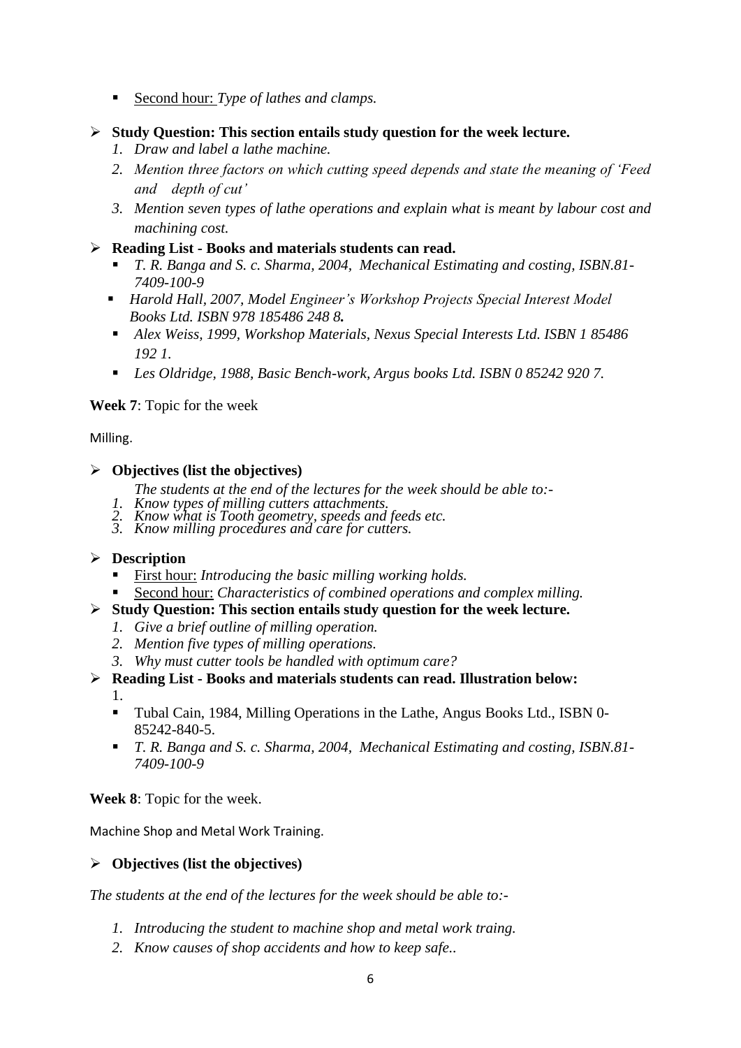- Second hour: *Type of lathes and clamps.*

- **Study Question: This section entails study question for the week lecture.**
  1. *Draw and label a lathe machine.*
  2. *Mention three factors on which cutting speed depends and state the meaning of 'Feed and depth of cut'*
  3. *Mention seven types of lathe operations and explain what is meant by labour cost and machining cost.*

- **Reading List - Books and materials students can read.**
  - *T. R. Banga and S. c. Sharma, 2004, Mechanical Estimating and costing, ISBN.81-7409-100-9*
  - *Harold Hall, 2007, Model Engineer's Workshop Projects Special Interest Model Books Ltd. ISBN 978 185486 248 8.*
  - *Alex Weiss, 1999, Workshop Materials, Nexus Special Interests Ltd. ISBN 1 85486 192 1.*
  - *Les Oldridge, 1988, Basic Bench-work, Argus books Ltd. ISBN 0 85242 920 7.*

**Week 7**: Topic for the week

Milling.

- **Objectives (list the objectives)**

  *The students at the end of the lectures for the week should be able to:-*
  1. *Know types of milling cutters attachments.*
  2. *Know what is Tooth geometry, speeds and feeds etc.*
  3. *Know milling procedures and care for cutters.*

- **Description**
  - First hour: *Introducing the basic milling working holds.*
  - Second hour: *Characteristics of combined operations and complex milling.*

- **Study Question: This section entails study question for the week lecture.**
  1. *Give a brief outline of milling operation.*
  2. *Mention five types of milling operations.*
  3. *Why must cutter tools be handled with optimum care?*

- **Reading List - Books and materials students can read. Illustration below:**
  1.
  - Tubal Cain, 1984, Milling Operations in the Lathe, Angus Books Ltd., ISBN 0-85242-840-5.
  - *T. R. Banga and S. c. Sharma, 2004, Mechanical Estimating and costing, ISBN.81-7409-100-9*

**Week 8**: Topic for the week.

Machine Shop and Metal Work Training.

- **Objectives (list the objectives)**

*The students at the end of the lectures for the week should be able to:-*

1. *Introducing the student to machine shop and metal work traing.*
2. *Know causes of shop accidents and how to keep safe..*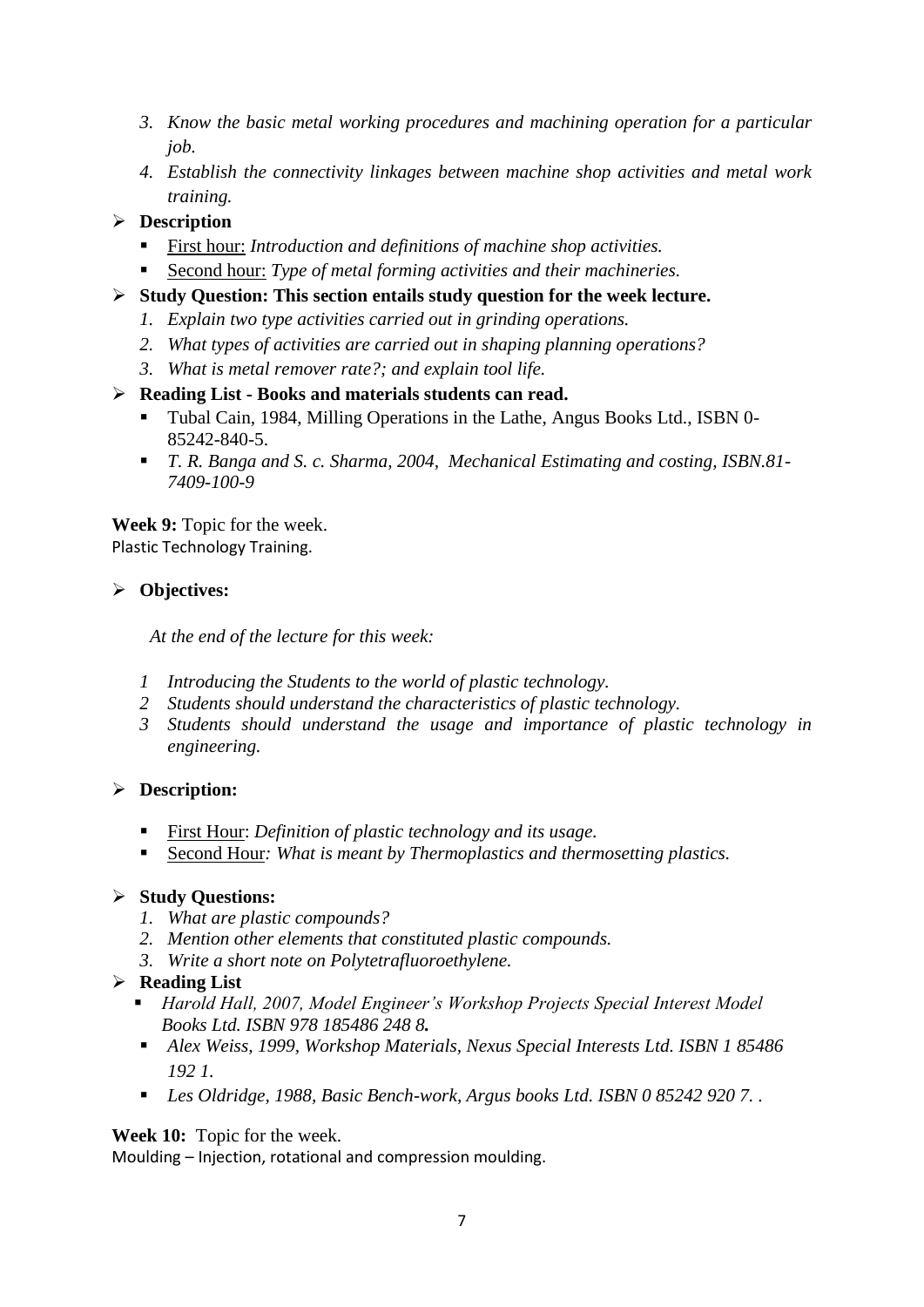3. *Know the basic metal working procedures and machining operation for a particular job.*
4. *Establish the connectivity linkages between machine shop activities and metal work training.*

- **Description**
  - First hour: *Introduction and definitions of machine shop activities.*
  - Second hour: *Type of metal forming activities and their machineries.*
- **Study Question: This section entails study question for the week lecture.**
  1. *Explain two type activities carried out in grinding operations.*
  2. *What types of activities are carried out in shaping planning operations?*
  3. *What is metal remover rate?; and explain tool life.*
- **Reading List - Books and materials students can read.**
  - Tubal Cain, 1984, Milling Operations in the Lathe, Angus Books Ltd., ISBN 0-85242-840-5.
  - *T. R. Banga and S. c. Sharma, 2004, Mechanical Estimating and costing, ISBN.81-7409-100-9*

**Week 9:** Topic for the week.
Plastic Technology Training.

- **Objectives:**

  *At the end of the lecture for this week:*

  1 *Introducing the Students to the world of plastic technology.*
  2 *Students should understand the characteristics of plastic technology.*
  3 *Students should understand the usage and importance of plastic technology in engineering.*

- **Description:**
  - First Hour: *Definition of plastic technology and its usage.*
  - Second Hour*: What is meant by Thermoplastics and thermosetting plastics.*

- **Study Questions:**
  1. *What are plastic compounds?*
  2. *Mention other elements that constituted plastic compounds.*
  3. *Write a short note on Polytetrafluoroethylene.*
- **Reading List**
  - *Harold Hall, 2007, Model Engineer's Workshop Projects Special Interest Model Books Ltd. ISBN 978 185486 248 8.*
  - *Alex Weiss, 1999, Workshop Materials, Nexus Special Interests Ltd. ISBN 1 85486 192 1.*
  - *Les Oldridge, 1988, Basic Bench-work, Argus books Ltd. ISBN 0 85242 920 7. .*

**Week 10:** Topic for the week.
Moulding – Injection, rotational and compression moulding.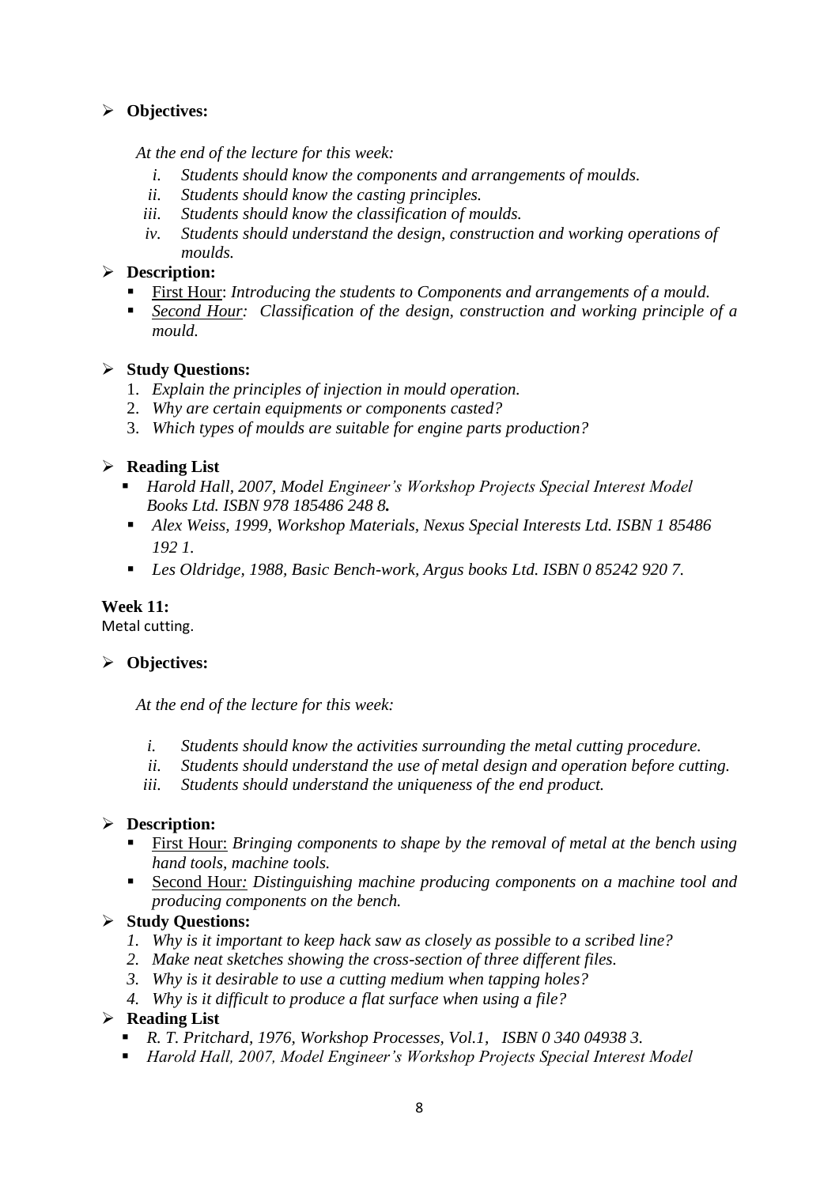- **Objectives:**

  *At the end of the lecture for this week:*

  1. *Students should know the components and arrangements of moulds.*
  2. *Students should know the casting principles.*
  3. *Students should know the classification of moulds.*
  4. *Students should understand the design, construction and working operations of moulds.*

- **Description:**
  - First Hour: *Introducing the students to Components and arrangements of a mould.*
  - *Second Hour: Classification of the design, construction and working principle of a mould.*

- **Study Questions:**
  1. *Explain the principles of injection in mould operation.*
  2. *Why are certain equipments or components casted?*
  3. *Which types of moulds are suitable for engine parts production?*

- **Reading List**
  - *Harold Hall, 2007, Model Engineer's Workshop Projects Special Interest Model Books Ltd. ISBN 978 185486 248 8.*
  - *Alex Weiss, 1999, Workshop Materials, Nexus Special Interests Ltd. ISBN 1 85486 192 1.*
  - *Les Oldridge, 1988, Basic Bench-work, Argus books Ltd. ISBN 0 85242 920 7.*

**Week 11:**

Metal cutting.

- **Objectives:**

  *At the end of the lecture for this week:*

  1. *Students should know the activities surrounding the metal cutting procedure.*
  2. *Students should understand the use of metal design and operation before cutting.*
  3. *Students should understand the uniqueness of the end product.*

- **Description:**
  - First Hour: *Bringing components to shape by the removal of metal at the bench using hand tools, machine tools.*
  - Second Hour*: Distinguishing machine producing components on a machine tool and producing components on the bench.*

- **Study Questions:**
  1. *Why is it important to keep hack saw as closely as possible to a scribed line?*
  2. *Make neat sketches showing the cross-section of three different files.*
  3. *Why is it desirable to use a cutting medium when tapping holes?*
  4. *Why is it difficult to produce a flat surface when using a file?*

- **Reading List**
  - *R. T. Pritchard, 1976, Workshop Processes, Vol.1, ISBN 0 340 04938 3.*
  - *Harold Hall, 2007, Model Engineer's Workshop Projects Special Interest Model*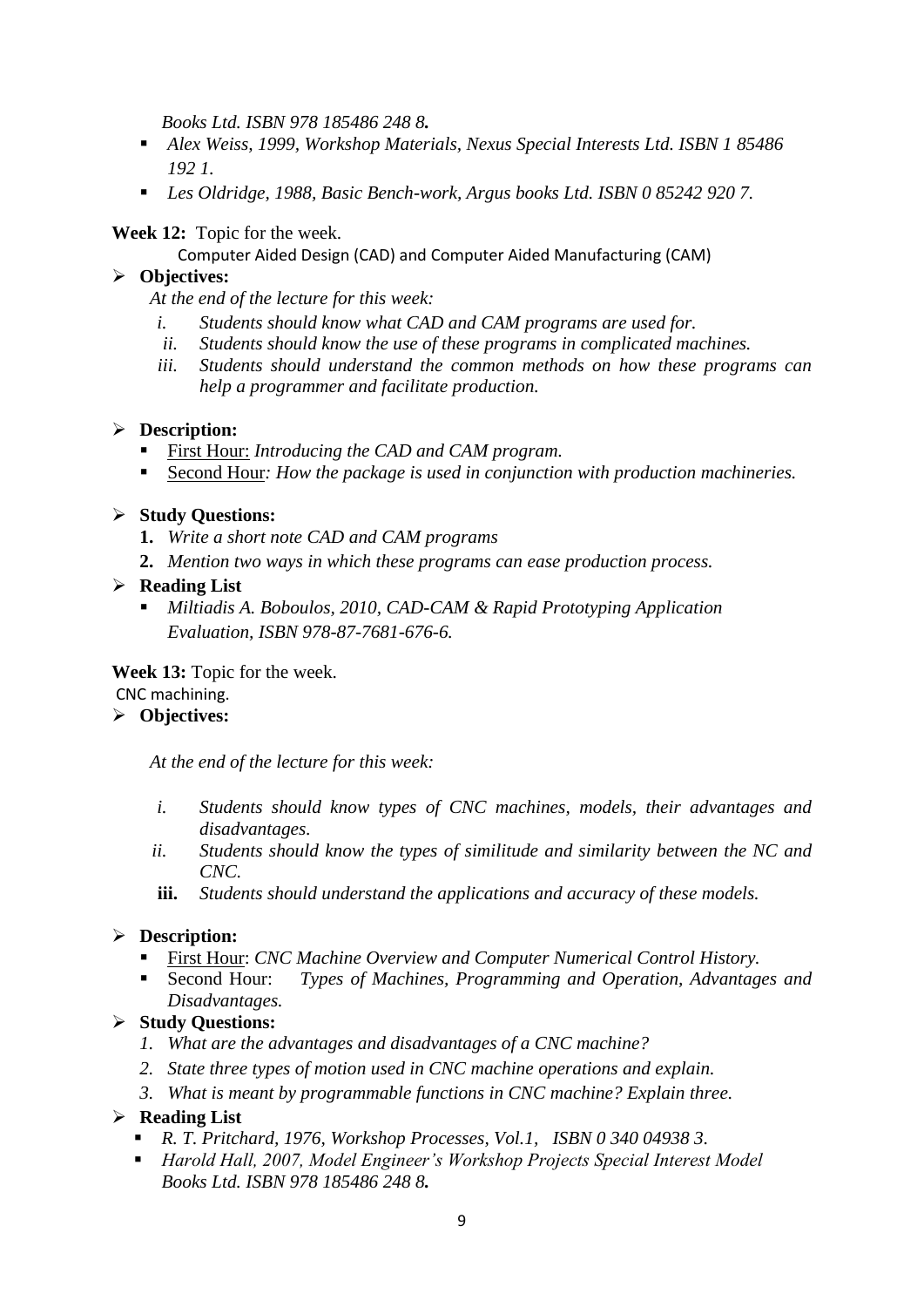*Books Ltd. ISBN 978 185486 248 8.*

- *Alex Weiss, 1999, Workshop Materials, Nexus Special Interests Ltd. ISBN 1 85486 192 1.*
- *Les Oldridge, 1988, Basic Bench-work, Argus books Ltd. ISBN 0 85242 920 7.*

**Week 12:** Topic for the week.

Computer Aided Design (CAD) and Computer Aided Manufacturing (CAM)

- **Objectives:**

  *At the end of the lecture for this week:*

  1. *Students should know what CAD and CAM programs are used for.*
  2. *Students should know the use of these programs in complicated machines.*
  3. *Students should understand the common methods on how these programs can help a programmer and facilitate production.*

- **Description:**
  - First Hour: *Introducing the CAD and CAM program.*
  - Second Hour*: How the package is used in conjunction with production machineries.*

- **Study Questions:**
  1. *Write a short note CAD and CAM programs*
  2. *Mention two ways in which these programs can ease production process.*

- **Reading List**
  - *Miltiadis A. Boboulos, 2010, CAD-CAM & Rapid Prototyping Application Evaluation, ISBN 978-87-7681-676-6.*

**Week 13:** Topic for the week.

CNC machining.

- **Objectives:**

  *At the end of the lecture for this week:*

  1. *Students should know types of CNC machines, models, their advantages and disadvantages.*
  2. *Students should know the types of similitude and similarity between the NC and CNC.*
  3. *Students should understand the applications and accuracy of these models.*

- **Description:**
  - First Hour: *CNC Machine Overview and Computer Numerical Control History.*
  - Second Hour: *Types of Machines, Programming and Operation, Advantages and Disadvantages.*

- **Study Questions:**
  1. *What are the advantages and disadvantages of a CNC machine?*
  2. *State three types of motion used in CNC machine operations and explain.*
  3. *What is meant by programmable functions in CNC machine? Explain three.*

- **Reading List**
  - *R. T. Pritchard, 1976, Workshop Processes, Vol.1, ISBN 0 340 04938 3.*
  - *Harold Hall, 2007, Model Engineer's Workshop Projects Special Interest Model Books Ltd. ISBN 978 185486 248 8.*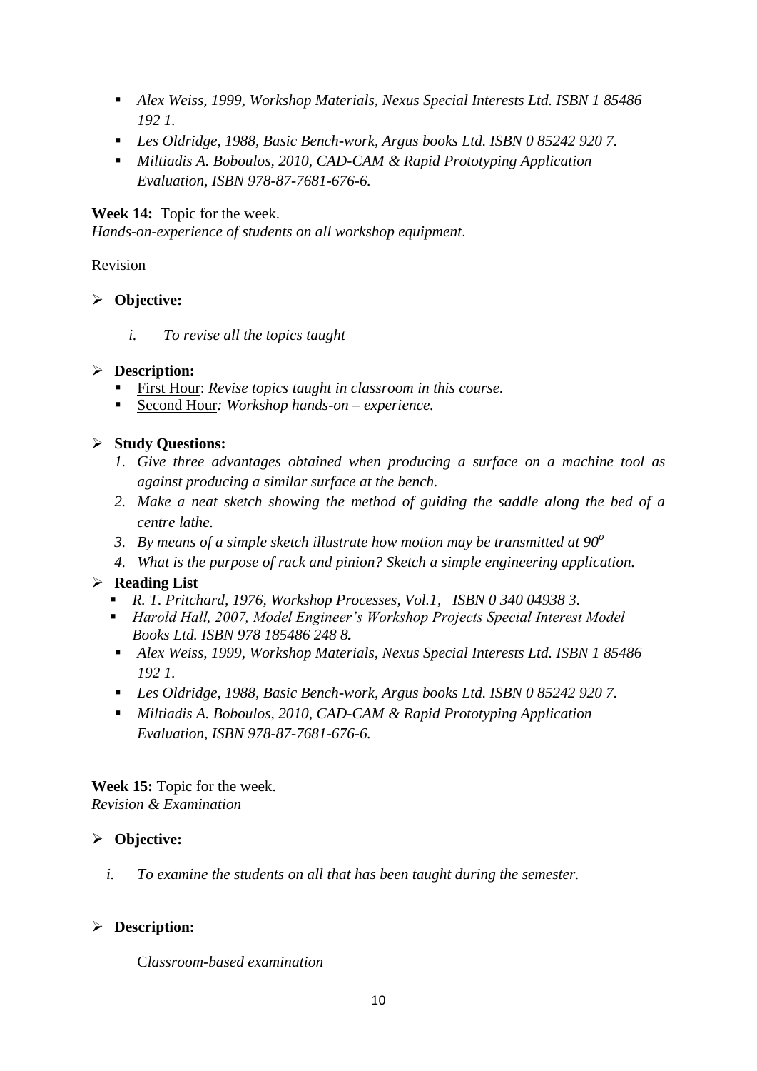- *Alex Weiss, 1999, Workshop Materials, Nexus Special Interests Ltd. ISBN 1 85486 192 1.*
- *Les Oldridge, 1988, Basic Bench-work, Argus books Ltd. ISBN 0 85242 920 7.*
- *Miltiadis A. Boboulos, 2010, CAD-CAM & Rapid Prototyping Application Evaluation, ISBN 978-87-7681-676-6.*

**Week 14:** Topic for the week.
*Hands-on-experience of students on all workshop equipment*.

Revision

- **Objective:**
    - i. *To revise all the topics taught*

- **Description:**
    - First Hour: *Revise topics taught in classroom in this course.*
    - Second Hour*: Workshop hands-on – experience.*

- **Study Questions:**
    1. *Give three advantages obtained when producing a surface on a machine tool as against producing a similar surface at the bench.*
    2. *Make a neat sketch showing the method of guiding the saddle along the bed of a centre lathe.*
    3. *By means of a simple sketch illustrate how motion may be transmitted at $90^o$*
    4. *What is the purpose of rack and pinion? Sketch a simple engineering application.*

- **Reading List**
    - *R. T. Pritchard, 1976, Workshop Processes, Vol.1, ISBN 0 340 04938 3.*
    - *Harold Hall, 2007, Model Engineer's Workshop Projects Special Interest Model Books Ltd. ISBN 978 185486 248 8.*
    - *Alex Weiss, 1999, Workshop Materials, Nexus Special Interests Ltd. ISBN 1 85486 192 1.*
    - *Les Oldridge, 1988, Basic Bench-work, Argus books Ltd. ISBN 0 85242 920 7.*
    - *Miltiadis A. Boboulos, 2010, CAD-CAM & Rapid Prototyping Application Evaluation, ISBN 978-87-7681-676-6.*

**Week 15:** Topic for the week.
*Revision & Examination*

- **Objective:**
    - i. *To examine the students on all that has been taught during the semester.*

- **Description:**

    C*lassroom-based examination*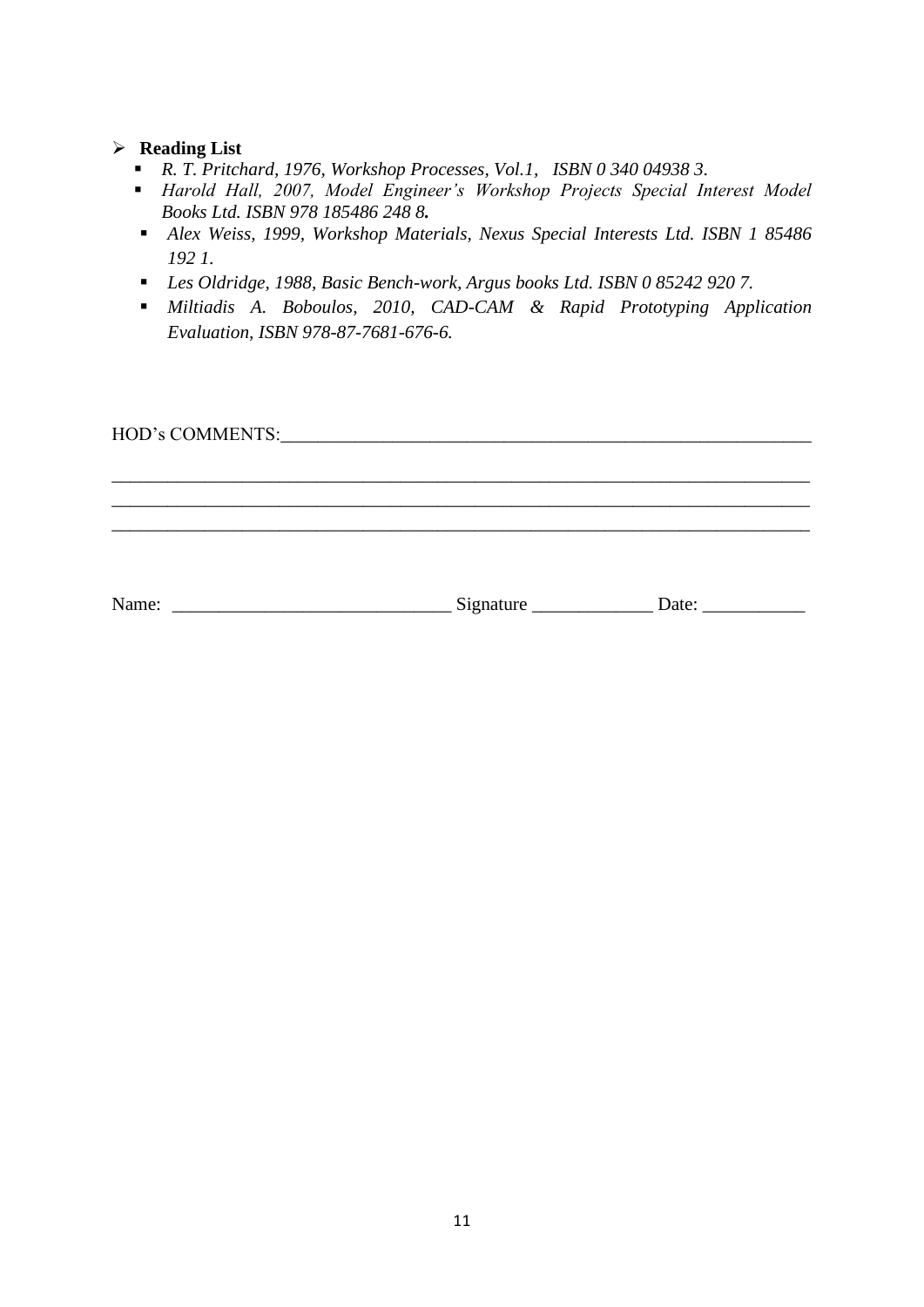- **Reading List**
  - *R. T. Pritchard, 1976, Workshop Processes, Vol.1, ISBN 0 340 04938 3.*
  - *Harold Hall, 2007, Model Engineer's Workshop Projects Special Interest Model Books Ltd. ISBN 978 185486 248 8.*
  - *Alex Weiss, 1999, Workshop Materials, Nexus Special Interests Ltd. ISBN 1 85486 192 1.*
  - *Les Oldridge, 1988, Basic Bench-work, Argus books Ltd. ISBN 0 85242 920 7.*
  - *Miltiadis A. Boboulos, 2010, CAD-CAM & Rapid Prototyping Application Evaluation, ISBN 978-87-7681-676-6.*

HOD's COMMENTS:____________________________________________________________

______________________________________________________________________________

______________________________________________________________________________

______________________________________________________________________________

Name: ______________________________ Signature _____________ Date: ___________